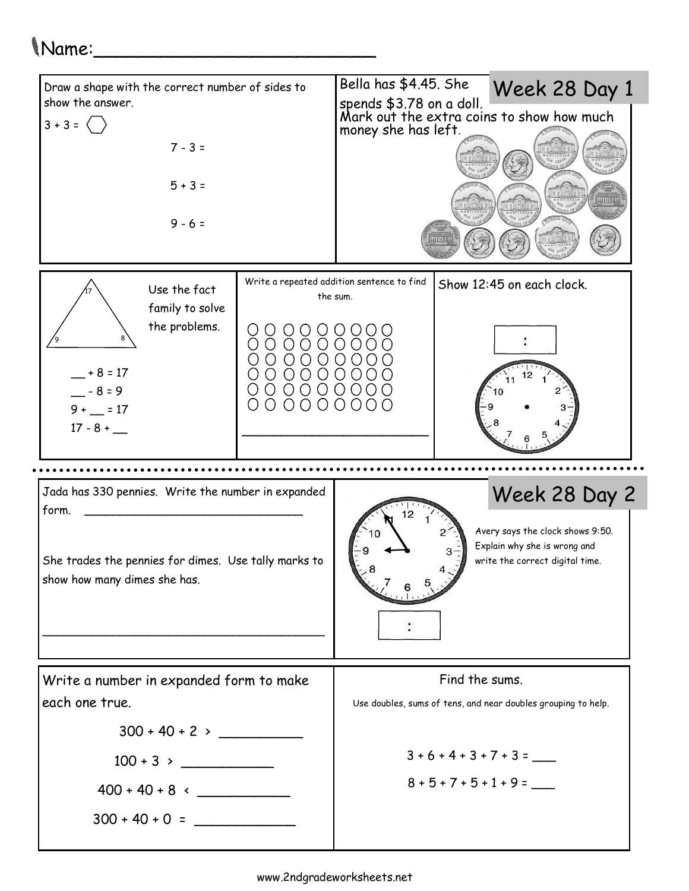Name:__________________________

## Week 28 Day 1

Draw a shape with the correct number of sides to show the answer.

3 + 3 =

7 - 3 =

5 + 3 =

9 - 6 =

Bella has $4.45. She spends $3.78 on a doll. Mark out the extra coins to show how much money she has left.

Use the fact family to solve the problems.

17, 9, 8

__ + 8 = 17

__ - 8 = 9

9 + __ = 17

17 - 8 + __

Write a repeated addition sentence to find the sum.

___________________________

Show 12:45 on each clock.

:

## Week 28 Day 2

Jada has 330 pennies. Write the number in expanded form. ________________________________

She trades the pennies for dimes. Use tally marks to show how many dimes she has.

________________________________________

Avery says the clock shows 9:50. Explain why she is wrong and write the correct digital time.

:

Write a number in expanded form to make each one true.

300 + 40 + 2 > __________

100 + 3 > ___________

400 + 40 + 8 < ___________

300 + 40 + 0 = ____________

Find the sums.

Use doubles, sums of tens, and near doubles grouping to help.

3 + 6 + 4 + 3 + 7 + 3 = ___

8 + 5 + 7 + 5 + 1 + 9 = ___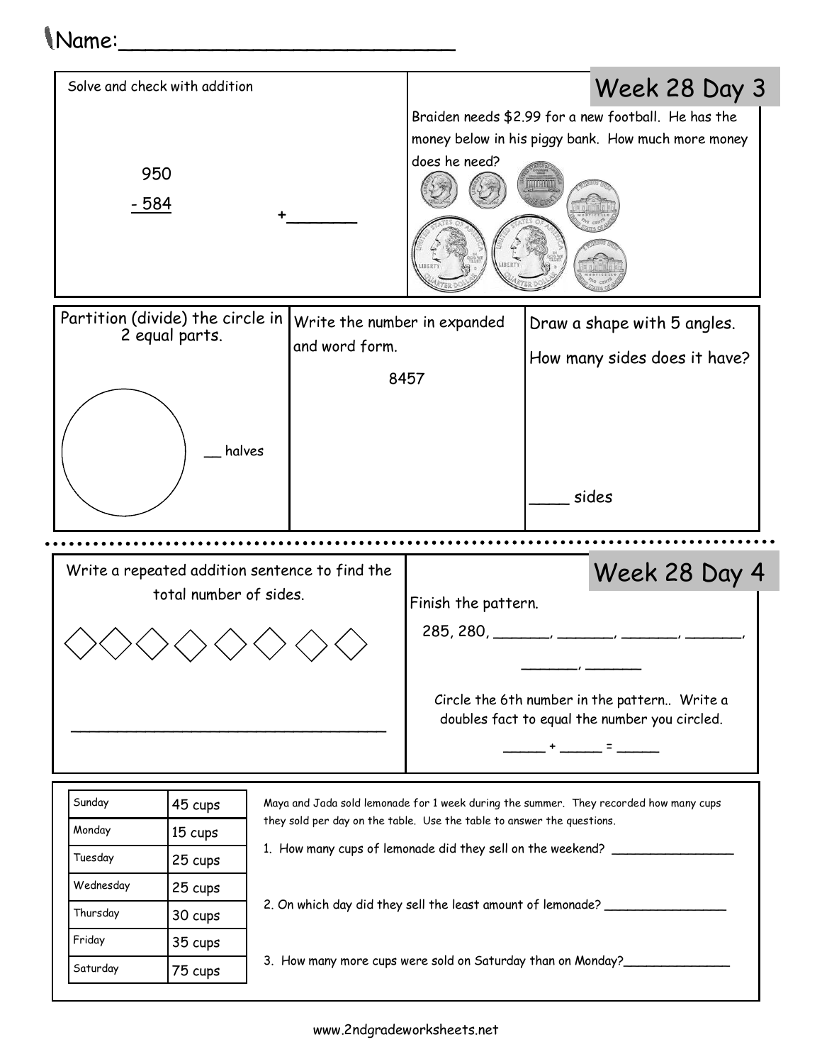Name:_________________________

## Week 28 Day 3

Solve and check with addition

```
 950
- 584          +_______
```

Braiden needs $2.99 for a new football. He has the money below in his piggy bank. How much more money does he need?

Partition (divide) the circle in 2 equal parts.

__ halves

Write the number in expanded and word form.

8457

Draw a shape with 5 angles.

How many sides does it have?

____ sides

## Week 28 Day 4

Write a repeated addition sentence to find the total number of sides.

◇◇◇◇◇◇◇◇

___________________________________

Finish the pattern.

285, 280, _______, _______, _______, _______,

_______, _______

Circle the 6th number in the pattern.. Write a doubles fact to equal the number you circled.

_____ + _____ = _____

| Day | Cups |
|---|---|
| Sunday | 45 cups |
| Monday | 15 cups |
| Tuesday | 25 cups |
| Wednesday | 25 cups |
| Thursday | 30 cups |
| Friday | 35 cups |
| Saturday | 75 cups |

Maya and Jada sold lemonade for 1 week during the summer. They recorded how many cups they sold per day on the table. Use the table to answer the questions.

1. How many cups of lemonade did they sell on the weekend? ________________
2. On which day did they sell the least amount of lemonade? ________________
3. How many more cups were sold on Saturday than on Monday?______________

www.2ndgradeworksheets.net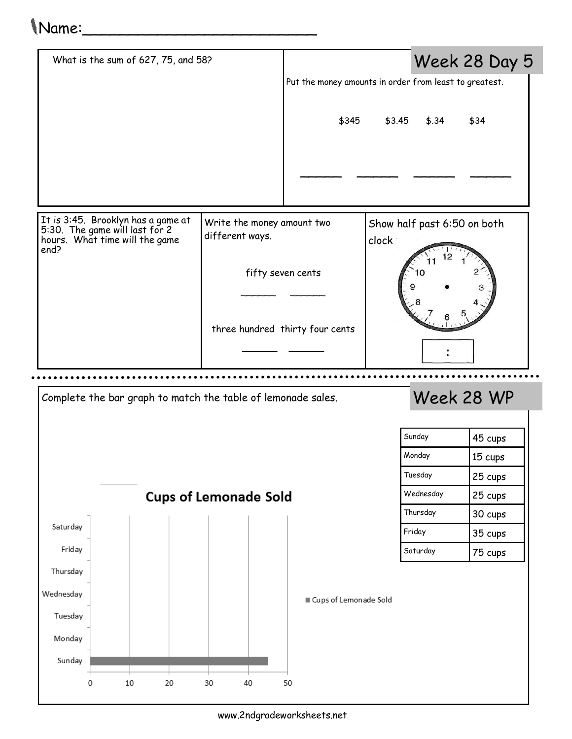Name:_________________________

## Week 28 Day 5

What is the sum of 627, 75, and 58?

Put the money amounts in order from least to greatest.

$345 $3.45 $.34 $34

______ ______ ______ ______

It is 3:45. Brooklyn has a game at 5:30. The game will last for 2 hours. What time will the game end?

Write the money amount two different ways.

fifty seven cents

______ ______

three hundred thirty four cents

______ ______

Show half past 6:50 on both clock

12 1 2 3 4 5 6 7 8 9 10 11

:

## Week 28 WP

Complete the bar graph to match the table of lemonade sales.

| | |
|---|---|
| Sunday | 45 cups |
| Monday | 15 cups |
| Tuesday | 25 cups |
| Wednesday | 25 cups |
| Thursday | 30 cups |
| Friday | 35 cups |
| Saturday | 75 cups |

Cups of Lemonade Sold

Saturday
Friday
Thursday
Wednesday
Tuesday
Monday
Sunday

0 10 20 30 40 50

Cups of Lemonade Sold

www.2ndgradeworksheets.net